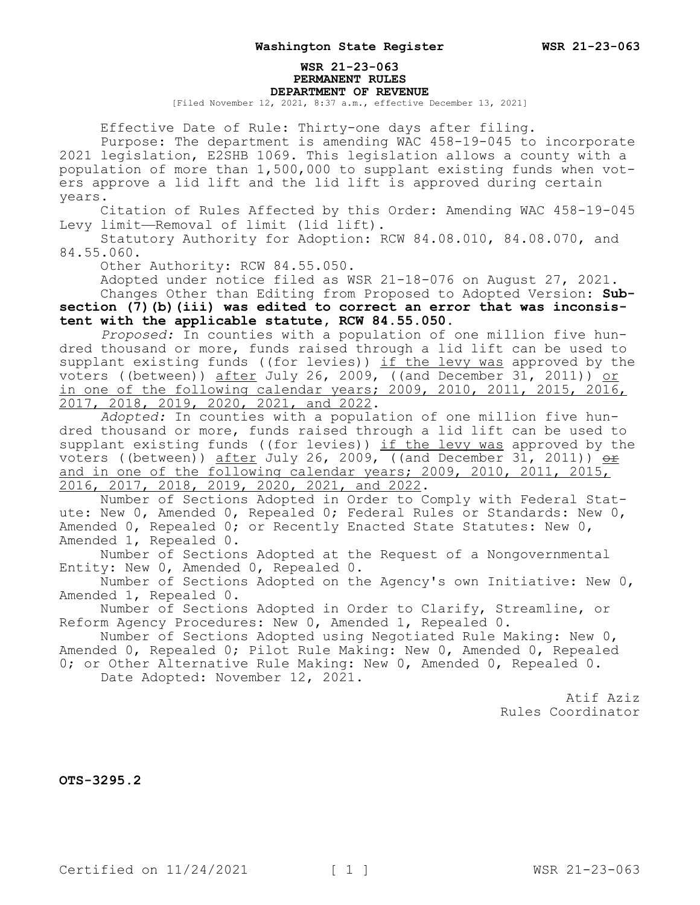**WSR 21-23-063**
**PERMANENT RULES**
**DEPARTMENT OF REVENUE**

[Filed November 12, 2021, 8:37 a.m., effective December 13, 2021]

Effective Date of Rule: Thirty-one days after filing.

Purpose: The department is amending WAC 458-19-045 to incorporate 2021 legislation, E2SHB 1069. This legislation allows a county with a population of more than 1,500,000 to supplant existing funds when voters approve a lid lift and the lid lift is approved during certain years.

Citation of Rules Affected by this Order: Amending WAC 458-19-045 Levy limit—Removal of limit (lid lift).

Statutory Authority for Adoption: RCW 84.08.010, 84.08.070, and 84.55.060.

Other Authority: RCW 84.55.050.

Adopted under notice filed as WSR 21-18-076 on August 27, 2021.

Changes Other than Editing from Proposed to Adopted Version: **Subsection (7)(b)(iii) was edited to correct an error that was inconsistent with the applicable statute, RCW 84.55.050.**

*Proposed:* In counties with a population of one million five hundred thousand or more, funds raised through a lid lift can be used to supplant existing funds ((for levies)) <u>if the levy was</u> approved by the voters ((between)) <u>after</u> July 26, 2009, ((and December 31, 2011)) <u>or in one of the following calendar years; 2009, 2010, 2011, 2015, 2016, 2017, 2018, 2019, 2020, 2021, and 2022</u>.

*Adopted:* In counties with a population of one million five hundred thousand or more, funds raised through a lid lift can be used to supplant existing funds ((for levies)) <u>if the levy was</u> approved by the voters ((between)) <u>after</u> July 26, 2009, ((and December 31, 2011)) ~~or~~ <u>and in one of the following calendar years; 2009, 2010, 2011, 2015, 2016, 2017, 2018, 2019, 2020, 2021, and 2022</u>.

Number of Sections Adopted in Order to Comply with Federal Statute: New 0, Amended 0, Repealed 0; Federal Rules or Standards: New 0, Amended 0, Repealed 0; or Recently Enacted State Statutes: New 0, Amended 1, Repealed 0.

Number of Sections Adopted at the Request of a Nongovernmental Entity: New 0, Amended 0, Repealed 0.

Number of Sections Adopted on the Agency's own Initiative: New 0, Amended 1, Repealed 0.

Number of Sections Adopted in Order to Clarify, Streamline, or Reform Agency Procedures: New 0, Amended 1, Repealed 0.

Number of Sections Adopted using Negotiated Rule Making: New 0, Amended 0, Repealed 0; Pilot Rule Making: New 0, Amended 0, Repealed 0; or Other Alternative Rule Making: New 0, Amended 0, Repealed 0.

Date Adopted: November 12, 2021.

Atif Aziz
Rules Coordinator

**OTS-3295.2**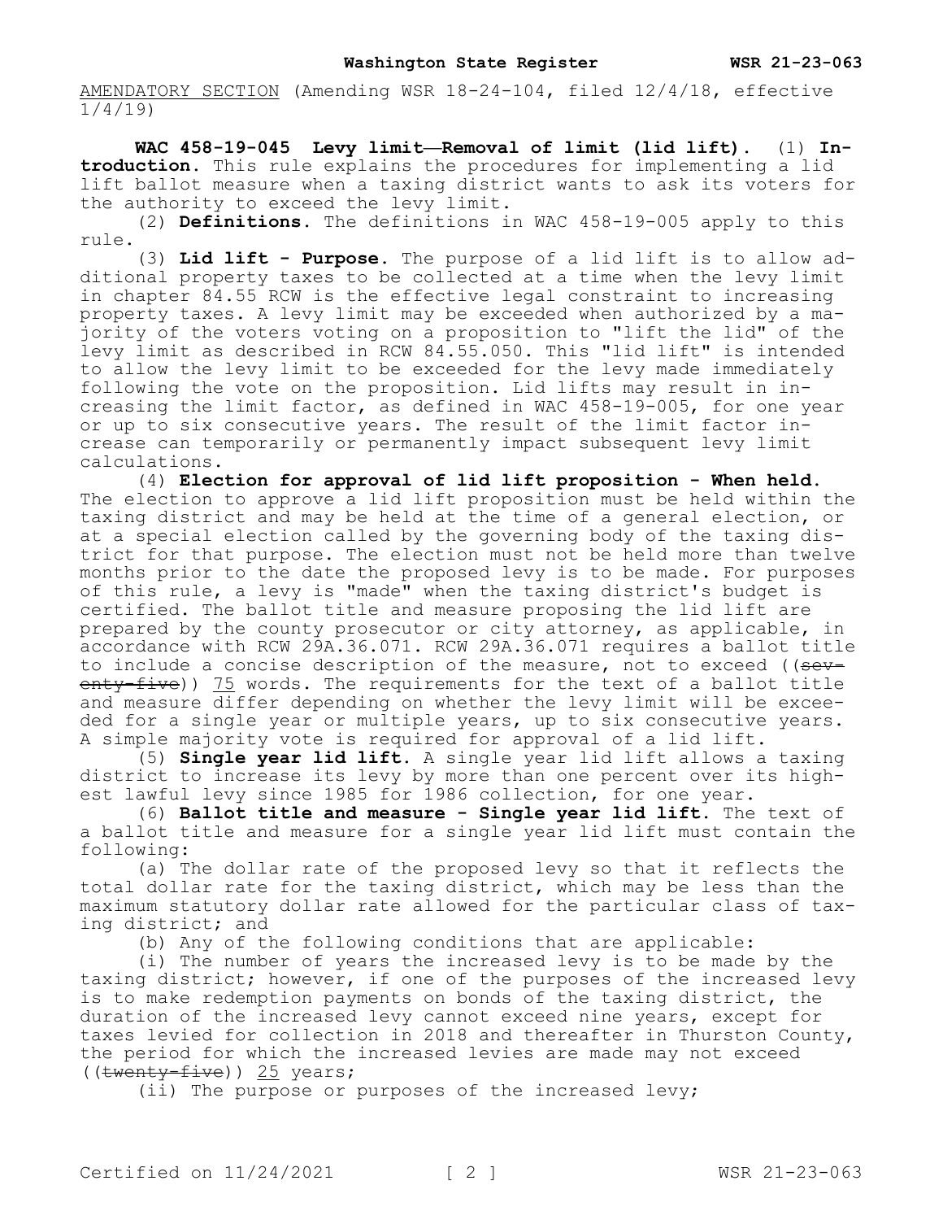AMENDATORY SECTION (Amending WSR 18-24-104, filed 12/4/18, effective 1/4/19)

**WAC 458-19-045 Levy limit—Removal of limit (lid lift).** (1) **Introduction.** This rule explains the procedures for implementing a lid lift ballot measure when a taxing district wants to ask its voters for the authority to exceed the levy limit.

(2) **Definitions.** The definitions in WAC 458-19-005 apply to this rule.

(3) **Lid lift - Purpose.** The purpose of a lid lift is to allow additional property taxes to be collected at a time when the levy limit in chapter 84.55 RCW is the effective legal constraint to increasing property taxes. A levy limit may be exceeded when authorized by a majority of the voters voting on a proposition to "lift the lid" of the levy limit as described in RCW 84.55.050. This "lid lift" is intended to allow the levy limit to be exceeded for the levy made immediately following the vote on the proposition. Lid lifts may result in increasing the limit factor, as defined in WAC 458-19-005, for one year or up to six consecutive years. The result of the limit factor increase can temporarily or permanently impact subsequent levy limit calculations.

(4) **Election for approval of lid lift proposition - When held.** The election to approve a lid lift proposition must be held within the taxing district and may be held at the time of a general election, or at a special election called by the governing body of the taxing district for that purpose. The election must not be held more than twelve months prior to the date the proposed levy is to be made. For purposes of this rule, a levy is "made" when the taxing district's budget is certified. The ballot title and measure proposing the lid lift are prepared by the county prosecutor or city attorney, as applicable, in accordance with RCW 29A.36.071. RCW 29A.36.071 requires a ballot title to include a concise description of the measure, not to exceed ((~~seventy-five~~)) 75 words. The requirements for the text of a ballot title and measure differ depending on whether the levy limit will be exceeded for a single year or multiple years, up to six consecutive years. A simple majority vote is required for approval of a lid lift.

(5) **Single year lid lift.** A single year lid lift allows a taxing district to increase its levy by more than one percent over its highest lawful levy since 1985 for 1986 collection, for one year.

(6) **Ballot title and measure - Single year lid lift.** The text of a ballot title and measure for a single year lid lift must contain the following:

(a) The dollar rate of the proposed levy so that it reflects the total dollar rate for the taxing district, which may be less than the maximum statutory dollar rate allowed for the particular class of taxing district; and

(b) Any of the following conditions that are applicable:

(i) The number of years the increased levy is to be made by the taxing district; however, if one of the purposes of the increased levy is to make redemption payments on bonds of the taxing district, the duration of the increased levy cannot exceed nine years, except for taxes levied for collection in 2018 and thereafter in Thurston County, the period for which the increased levies are made may not exceed ((~~twenty-five~~)) 25 years;

(ii) The purpose or purposes of the increased levy;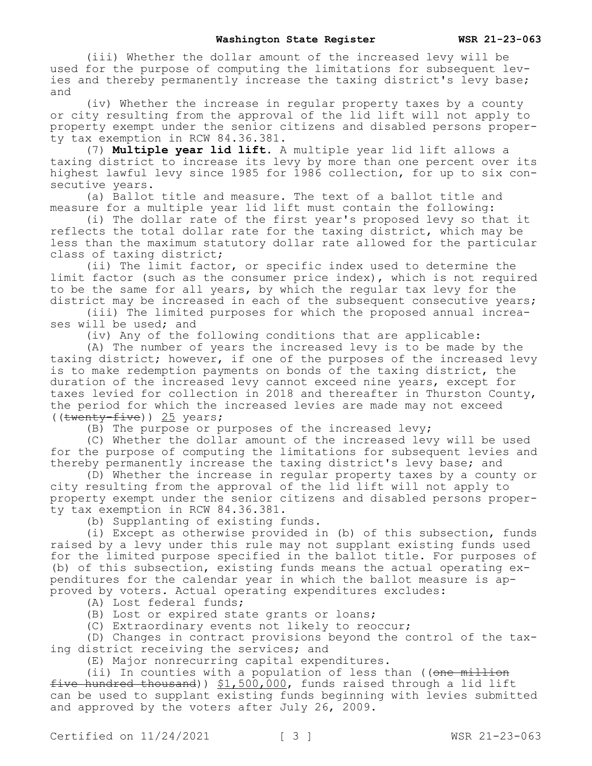(iii) Whether the dollar amount of the increased levy will be used for the purpose of computing the limitations for subsequent levies and thereby permanently increase the taxing district's levy base; and

(iv) Whether the increase in regular property taxes by a county or city resulting from the approval of the lid lift will not apply to property exempt under the senior citizens and disabled persons property tax exemption in RCW 84.36.381.

(7) **Multiple year lid lift.** A multiple year lid lift allows a taxing district to increase its levy by more than one percent over its highest lawful levy since 1985 for 1986 collection, for up to six consecutive years.

(a) Ballot title and measure. The text of a ballot title and measure for a multiple year lid lift must contain the following:

(i) The dollar rate of the first year's proposed levy so that it reflects the total dollar rate for the taxing district, which may be less than the maximum statutory dollar rate allowed for the particular class of taxing district;

(ii) The limit factor, or specific index used to determine the limit factor (such as the consumer price index), which is not required to be the same for all years, by which the regular tax levy for the district may be increased in each of the subsequent consecutive years;

(iii) The limited purposes for which the proposed annual increases will be used; and

(iv) Any of the following conditions that are applicable:

(A) The number of years the increased levy is to be made by the taxing district; however, if one of the purposes of the increased levy is to make redemption payments on bonds of the taxing district, the duration of the increased levy cannot exceed nine years, except for taxes levied for collection in 2018 and thereafter in Thurston County, the period for which the increased levies are made may not exceed ((~~twenty-five~~)) <u>25</u> years;

(B) The purpose or purposes of the increased levy;

(C) Whether the dollar amount of the increased levy will be used for the purpose of computing the limitations for subsequent levies and thereby permanently increase the taxing district's levy base; and

(D) Whether the increase in regular property taxes by a county or city resulting from the approval of the lid lift will not apply to property exempt under the senior citizens and disabled persons property tax exemption in RCW 84.36.381.

(b) Supplanting of existing funds.

(i) Except as otherwise provided in (b) of this subsection, funds raised by a levy under this rule may not supplant existing funds used for the limited purpose specified in the ballot title. For purposes of (b) of this subsection, existing funds means the actual operating expenditures for the calendar year in which the ballot measure is approved by voters. Actual operating expenditures excludes:

(A) Lost federal funds;

(B) Lost or expired state grants or loans;

(C) Extraordinary events not likely to reoccur;

(D) Changes in contract provisions beyond the control of the taxing district receiving the services; and

(E) Major nonrecurring capital expenditures.

(ii) In counties with a population of less than ((~~one million five hundred thousand~~)) <u>$1,500,000</u>, funds raised through a lid lift can be used to supplant existing funds beginning with levies submitted and approved by the voters after July 26, 2009.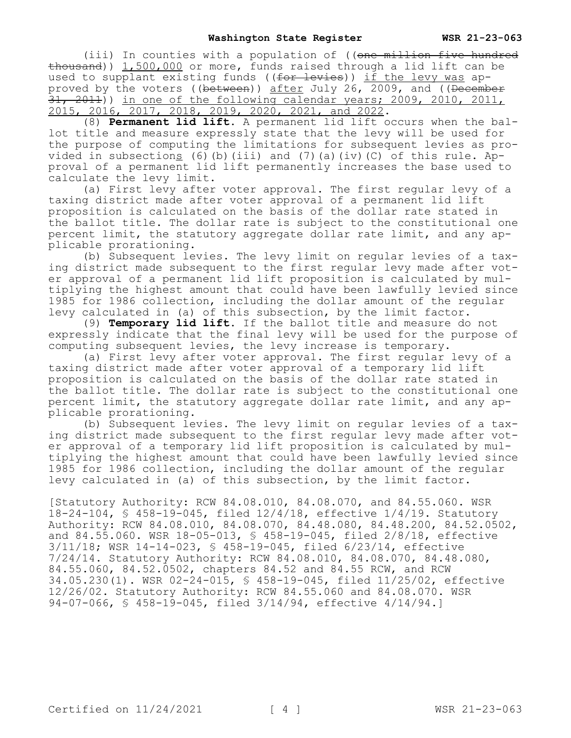(iii) In counties with a population of ((~~one million five hundred thousand~~)) <u>1,500,000</u> or more, funds raised through a lid lift can be used to supplant existing funds ((~~for levies~~)) <u>if the levy was</u> approved by the voters ((~~between~~)) <u>after</u> July 26, 2009, and ((~~December 31, 2011~~)) <u>in one of the following calendar years; 2009, 2010, 2011, 2015, 2016, 2017, 2018, 2019, 2020, 2021, and 2022</u>.

(8) **Permanent lid lift.** A permanent lid lift occurs when the ballot title and measure expressly state that the levy will be used for the purpose of computing the limitations for subsequent levies as provided in subsection<u>s</u> (6)(b)(iii) and (7)(a)(iv)(C) of this rule. Approval of a permanent lid lift permanently increases the base used to calculate the levy limit.

(a) First levy after voter approval. The first regular levy of a taxing district made after voter approval of a permanent lid lift proposition is calculated on the basis of the dollar rate stated in the ballot title. The dollar rate is subject to the constitutional one percent limit, the statutory aggregate dollar rate limit, and any applicable prorationing.

(b) Subsequent levies. The levy limit on regular levies of a taxing district made subsequent to the first regular levy made after voter approval of a permanent lid lift proposition is calculated by multiplying the highest amount that could have been lawfully levied since 1985 for 1986 collection, including the dollar amount of the regular levy calculated in (a) of this subsection, by the limit factor.

(9) **Temporary lid lift.** If the ballot title and measure do not expressly indicate that the final levy will be used for the purpose of computing subsequent levies, the levy increase is temporary.

(a) First levy after voter approval. The first regular levy of a taxing district made after voter approval of a temporary lid lift proposition is calculated on the basis of the dollar rate stated in the ballot title. The dollar rate is subject to the constitutional one percent limit, the statutory aggregate dollar rate limit, and any applicable prorationing.

(b) Subsequent levies. The levy limit on regular levies of a taxing district made subsequent to the first regular levy made after voter approval of a temporary lid lift proposition is calculated by multiplying the highest amount that could have been lawfully levied since 1985 for 1986 collection, including the dollar amount of the regular levy calculated in (a) of this subsection, by the limit factor.

[Statutory Authority: RCW 84.08.010, 84.08.070, and 84.55.060. WSR 18-24-104, § 458-19-045, filed 12/4/18, effective 1/4/19. Statutory Authority: RCW 84.08.010, 84.08.070, 84.48.080, 84.48.200, 84.52.0502, and 84.55.060. WSR 18-05-013, § 458-19-045, filed 2/8/18, effective 3/11/18; WSR 14-14-023, § 458-19-045, filed 6/23/14, effective 7/24/14. Statutory Authority: RCW 84.08.010, 84.08.070, 84.48.080, 84.55.060, 84.52.0502, chapters 84.52 and 84.55 RCW, and RCW 34.05.230(1). WSR 02-24-015, § 458-19-045, filed 11/25/02, effective 12/26/02. Statutory Authority: RCW 84.55.060 and 84.08.070. WSR 94-07-066, § 458-19-045, filed 3/14/94, effective 4/14/94.]